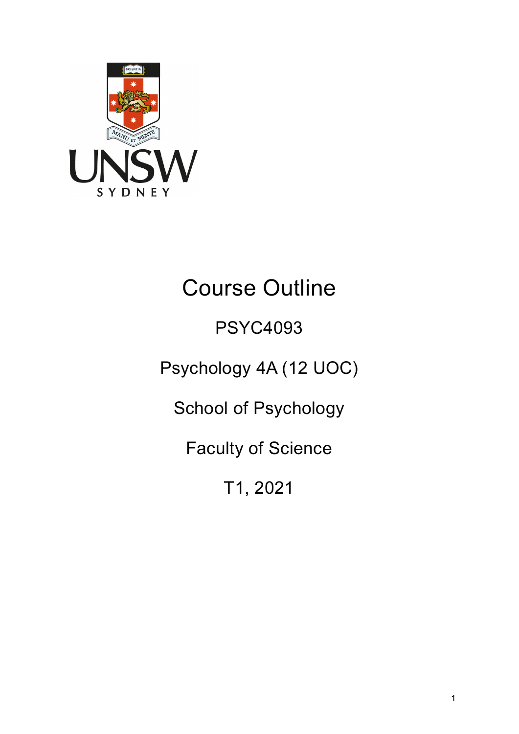# Course Outline

PSYC4093

Psychology 4A (12 UOC)

School of Psychology

Faculty of Science

T1, 2021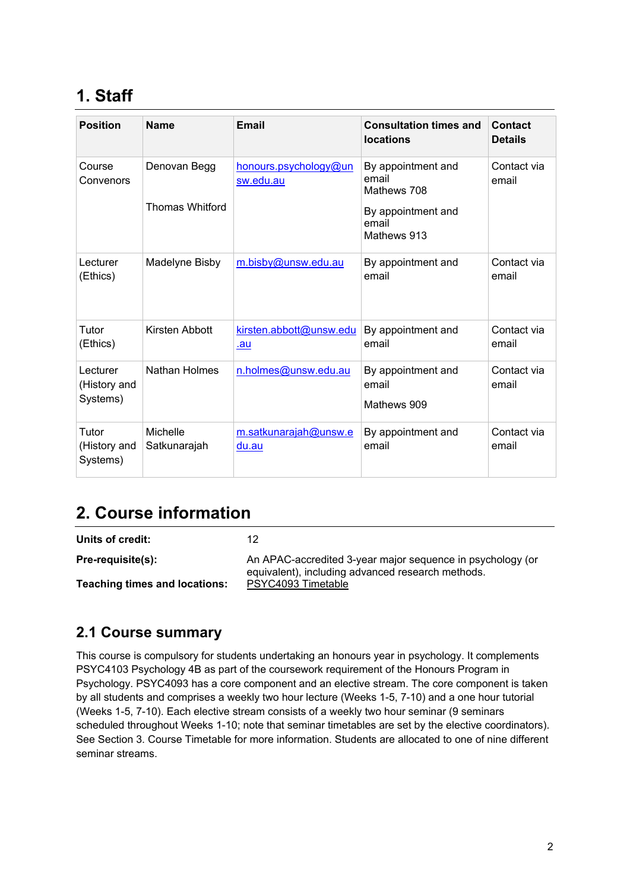# 1. Staff

| Position | Name | Email | Consultation times and locations | Contact Details |
|---|---|---|---|---|
| Course Convenors | Denovan Begg<br><br>Thomas Whitford | honours.psychology@unsw.edu.au | By appointment and email<br>Mathews 708<br><br>By appointment and email<br>Mathews 913 | Contact via email |
| Lecturer (Ethics) | Madelyne Bisby | m.bisby@unsw.edu.au | By appointment and email | Contact via email |
| Tutor (Ethics) | Kirsten Abbott | kirsten.abbott@unsw.edu.au | By appointment and email | Contact via email |
| Lecturer (History and Systems) | Nathan Holmes | n.holmes@unsw.edu.au | By appointment and email<br><br>Mathews 909 | Contact via email |
| Tutor (History and Systems) | Michelle Satkunarajah | m.satkunarajah@unsw.edu.au | By appointment and email | Contact via email |

# 2. Course information

**Units of credit:** 12

**Pre-requisite(s):** An APAC-accredited 3-year major sequence in psychology (or equivalent), including advanced research methods.

**Teaching times and locations:** PSYC4093 Timetable

## 2.1 Course summary

This course is compulsory for students undertaking an honours year in psychology. It complements PSYC4103 Psychology 4B as part of the coursework requirement of the Honours Program in Psychology. PSYC4093 has a core component and an elective stream. The core component is taken by all students and comprises a weekly two hour lecture (Weeks 1-5, 7-10) and a one hour tutorial (Weeks 1-5, 7-10). Each elective stream consists of a weekly two hour seminar (9 seminars scheduled throughout Weeks 1-10; note that seminar timetables are set by the elective coordinators). See Section 3. Course Timetable for more information. Students are allocated to one of nine different seminar streams.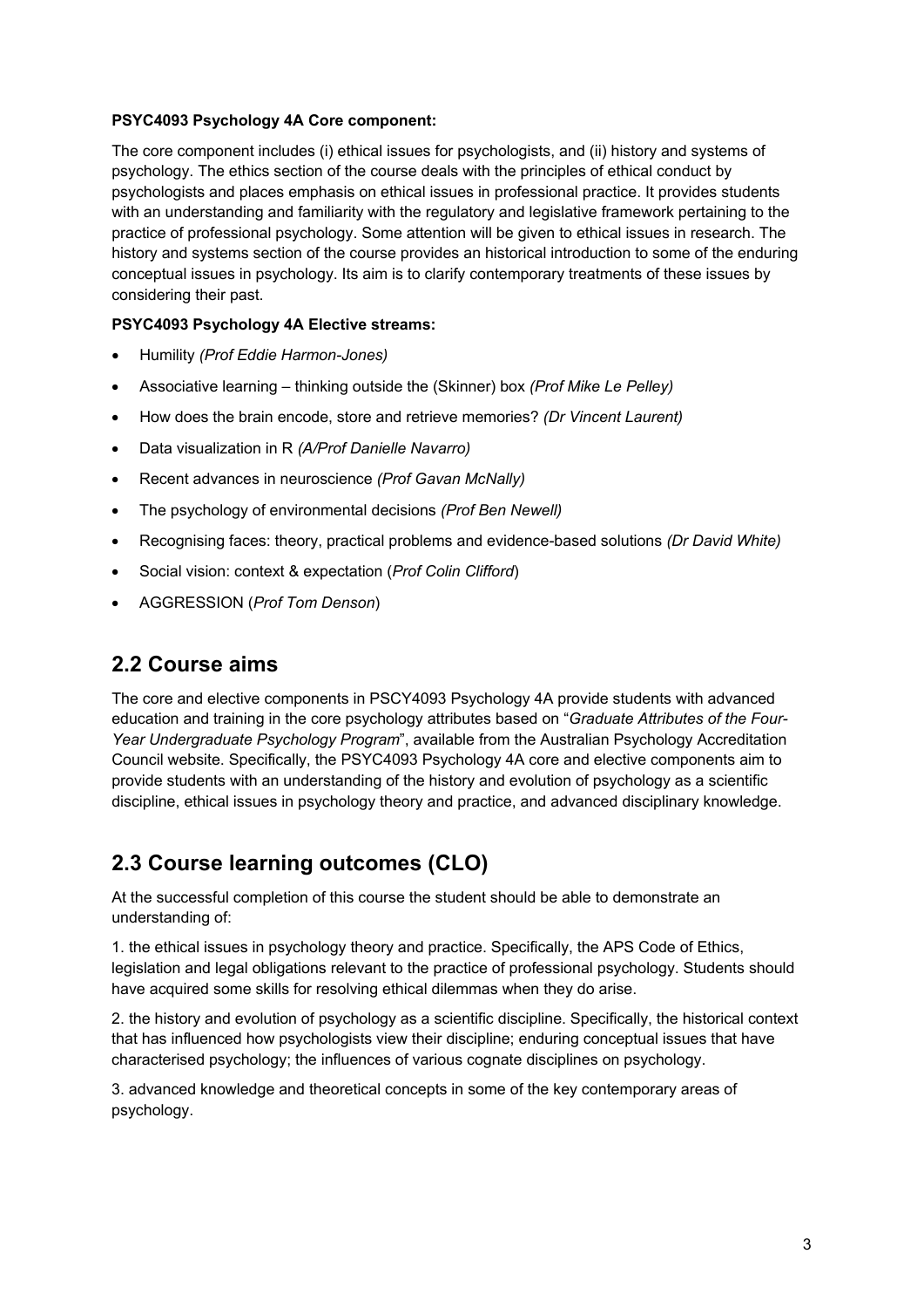**PSYC4093 Psychology 4A Core component:**

The core component includes (i) ethical issues for psychologists, and (ii) history and systems of psychology. The ethics section of the course deals with the principles of ethical conduct by psychologists and places emphasis on ethical issues in professional practice. It provides students with an understanding and familiarity with the regulatory and legislative framework pertaining to the practice of professional psychology. Some attention will be given to ethical issues in research. The history and systems section of the course provides an historical introduction to some of the enduring conceptual issues in psychology. Its aim is to clarify contemporary treatments of these issues by considering their past.

**PSYC4093 Psychology 4A Elective streams:**

- Humility *(Prof Eddie Harmon-Jones)*
- Associative learning – thinking outside the (Skinner) box *(Prof Mike Le Pelley)*
- How does the brain encode, store and retrieve memories? *(Dr Vincent Laurent)*
- Data visualization in R *(A/Prof Danielle Navarro)*
- Recent advances in neuroscience *(Prof Gavan McNally)*
- The psychology of environmental decisions *(Prof Ben Newell)*
- Recognising faces: theory, practical problems and evidence-based solutions *(Dr David White)*
- Social vision: context & expectation (*Prof Colin Clifford*)
- AGGRESSION (*Prof Tom Denson*)

## 2.2 Course aims

The core and elective components in PSCY4093 Psychology 4A provide students with advanced education and training in the core psychology attributes based on "*Graduate Attributes of the Four-Year Undergraduate Psychology Program*", available from the Australian Psychology Accreditation Council website. Specifically, the PSYC4093 Psychology 4A core and elective components aim to provide students with an understanding of the history and evolution of psychology as a scientific discipline, ethical issues in psychology theory and practice, and advanced disciplinary knowledge.

## 2.3 Course learning outcomes (CLO)

At the successful completion of this course the student should be able to demonstrate an understanding of:

1. the ethical issues in psychology theory and practice. Specifically, the APS Code of Ethics, legislation and legal obligations relevant to the practice of professional psychology. Students should have acquired some skills for resolving ethical dilemmas when they do arise.

2. the history and evolution of psychology as a scientific discipline. Specifically, the historical context that has influenced how psychologists view their discipline; enduring conceptual issues that have characterised psychology; the influences of various cognate disciplines on psychology.

3. advanced knowledge and theoretical concepts in some of the key contemporary areas of psychology.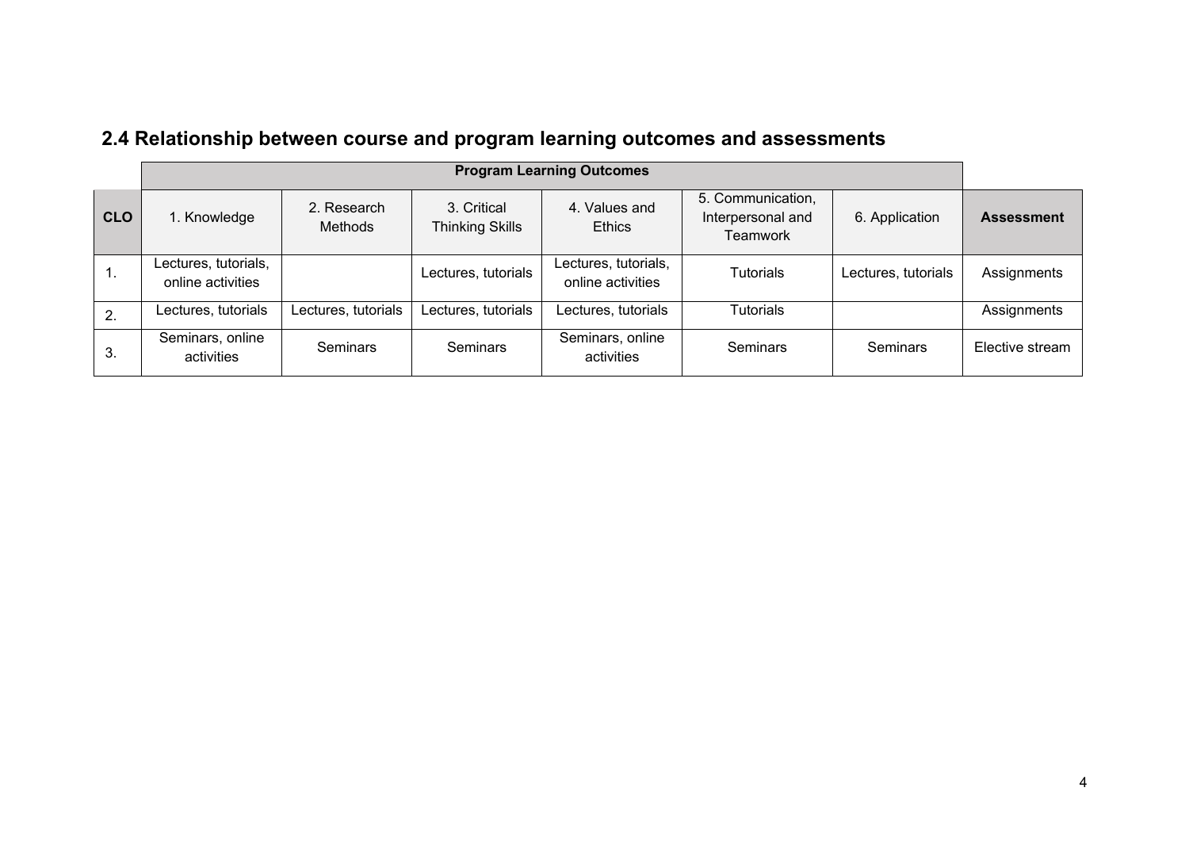## 2.4 Relationship between course and program learning outcomes and assessments

| | Program Learning Outcomes | | | | | | |
|---|---|---|---|---|---|---|---|
| **CLO** | 1. Knowledge | 2. Research Methods | 3. Critical Thinking Skills | 4. Values and Ethics | 5. Communication, Interpersonal and Teamwork | 6. Application | **Assessment** |
| 1. | Lectures, tutorials, online activities | | Lectures, tutorials | Lectures, tutorials, online activities | Tutorials | Lectures, tutorials | Assignments |
| 2. | Lectures, tutorials | Lectures, tutorials | Lectures, tutorials | Lectures, tutorials | Tutorials | | Assignments |
| 3. | Seminars, online activities | Seminars | Seminars | Seminars, online activities | Seminars | Seminars | Elective stream |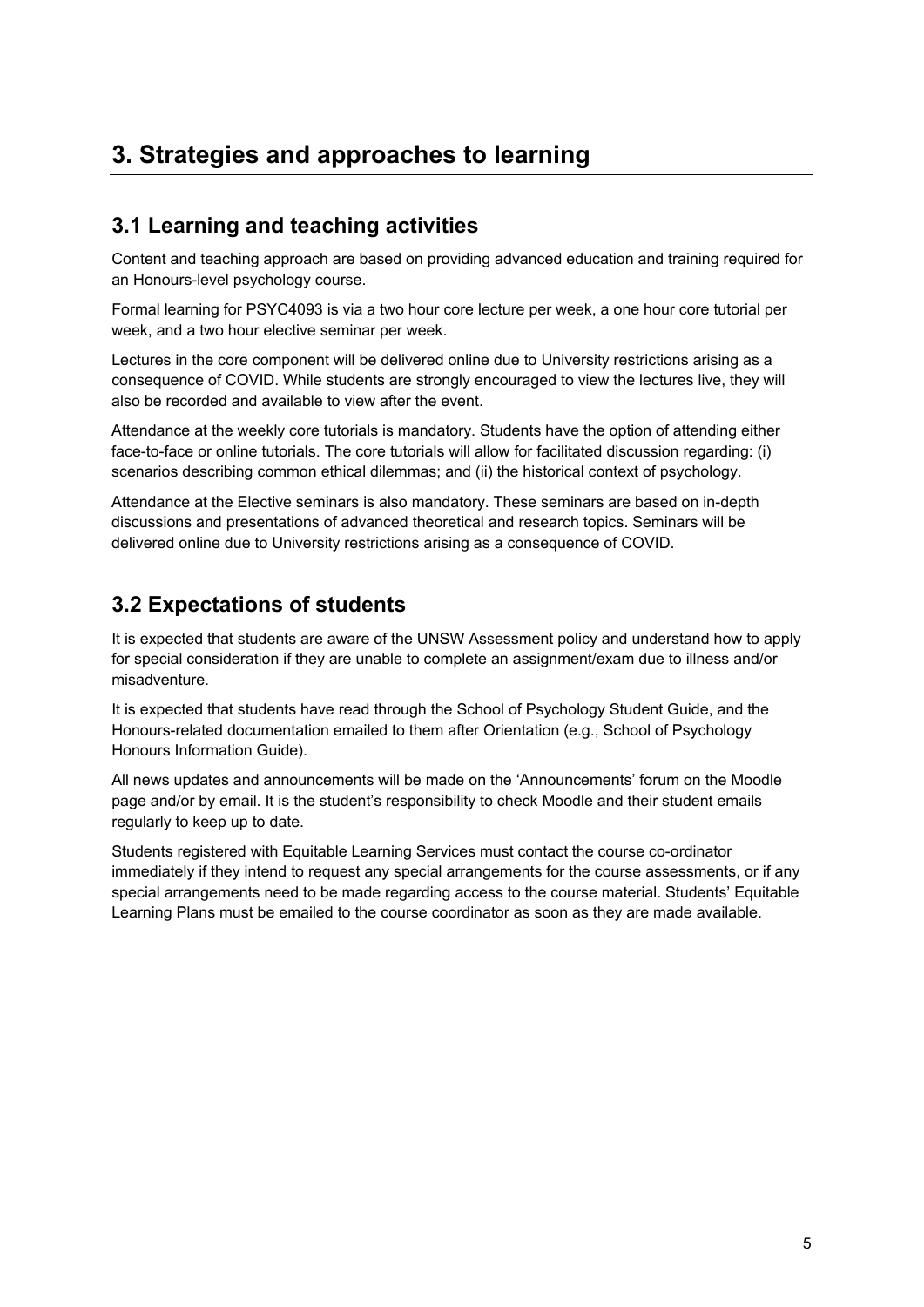# 3. Strategies and approaches to learning

## 3.1 Learning and teaching activities

Content and teaching approach are based on providing advanced education and training required for an Honours-level psychology course.

Formal learning for PSYC4093 is via a two hour core lecture per week, a one hour core tutorial per week, and a two hour elective seminar per week.

Lectures in the core component will be delivered online due to University restrictions arising as a consequence of COVID. While students are strongly encouraged to view the lectures live, they will also be recorded and available to view after the event.

Attendance at the weekly core tutorials is mandatory. Students have the option of attending either face-to-face or online tutorials. The core tutorials will allow for facilitated discussion regarding: (i) scenarios describing common ethical dilemmas; and (ii) the historical context of psychology.

Attendance at the Elective seminars is also mandatory. These seminars are based on in-depth discussions and presentations of advanced theoretical and research topics. Seminars will be delivered online due to University restrictions arising as a consequence of COVID.

## 3.2 Expectations of students

It is expected that students are aware of the UNSW Assessment policy and understand how to apply for special consideration if they are unable to complete an assignment/exam due to illness and/or misadventure.

It is expected that students have read through the School of Psychology Student Guide, and the Honours-related documentation emailed to them after Orientation (e.g., School of Psychology Honours Information Guide).

All news updates and announcements will be made on the 'Announcements' forum on the Moodle page and/or by email. It is the student's responsibility to check Moodle and their student emails regularly to keep up to date.

Students registered with Equitable Learning Services must contact the course co-ordinator immediately if they intend to request any special arrangements for the course assessments, or if any special arrangements need to be made regarding access to the course material. Students' Equitable Learning Plans must be emailed to the course coordinator as soon as they are made available.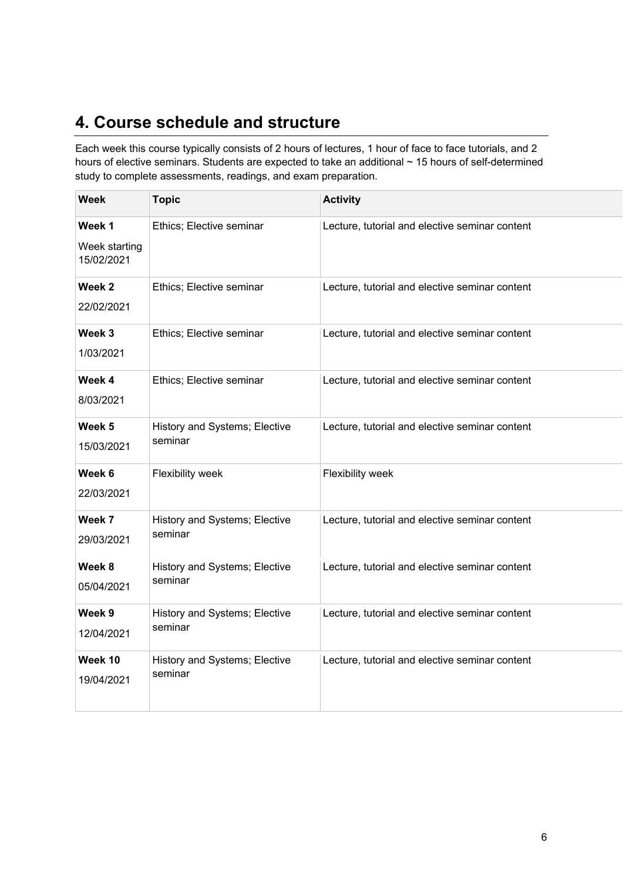# 4. Course schedule and structure

Each week this course typically consists of 2 hours of lectures, 1 hour of face to face tutorials, and 2 hours of elective seminars. Students are expected to take an additional ~ 15 hours of self-determined study to complete assessments, readings, and exam preparation.

| Week | Topic | Activity |
|---|---|---|
| **Week 1**<br>Week starting 15/02/2021 | Ethics; Elective seminar | Lecture, tutorial and elective seminar content |
| **Week 2**<br>22/02/2021 | Ethics; Elective seminar | Lecture, tutorial and elective seminar content |
| **Week 3**<br>1/03/2021 | Ethics; Elective seminar | Lecture, tutorial and elective seminar content |
| **Week 4**<br>8/03/2021 | Ethics; Elective seminar | Lecture, tutorial and elective seminar content |
| **Week 5**<br>15/03/2021 | History and Systems; Elective seminar | Lecture, tutorial and elective seminar content |
| **Week 6**<br>22/03/2021 | Flexibility week | Flexibility week |
| **Week 7**<br>29/03/2021 | History and Systems; Elective seminar | Lecture, tutorial and elective seminar content |
| **Week 8**<br>05/04/2021 | History and Systems; Elective seminar | Lecture, tutorial and elective seminar content |
| **Week 9**<br>12/04/2021 | History and Systems; Elective seminar | Lecture, tutorial and elective seminar content |
| **Week 10**<br>19/04/2021 | History and Systems; Elective seminar | Lecture, tutorial and elective seminar content |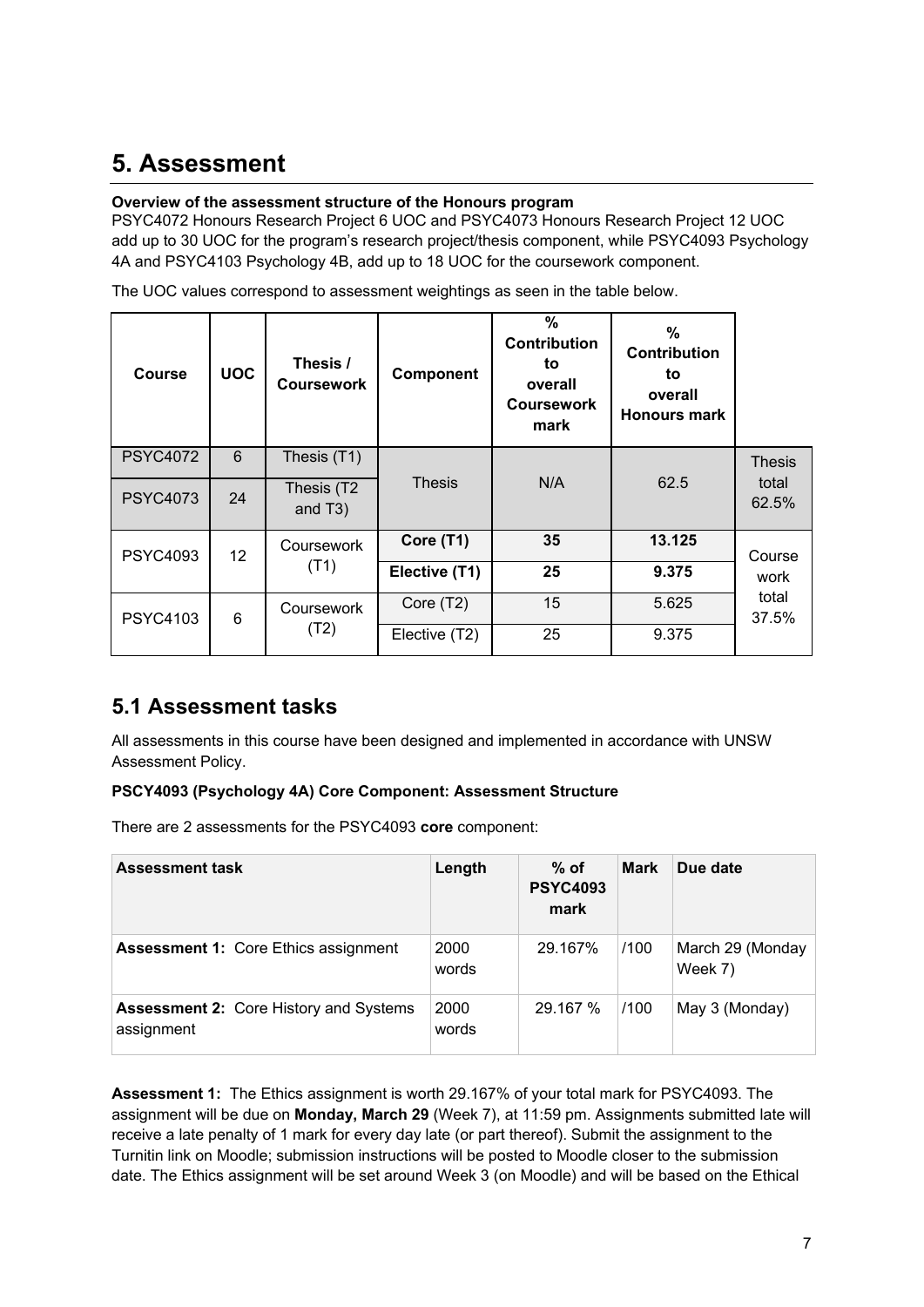# 5. Assessment

**Overview of the assessment structure of the Honours program**

PSYC4072 Honours Research Project 6 UOC and PSYC4073 Honours Research Project 12 UOC add up to 30 UOC for the program's research project/thesis component, while PSYC4093 Psychology 4A and PSYC4103 Psychology 4B, add up to 18 UOC for the coursework component.

The UOC values correspond to assessment weightings as seen in the table below.

| Course | UOC | Thesis / Coursework | Component | % Contribution to overall Coursework mark | % Contribution to overall Honours mark | |
|---|---|---|---|---|---|---|
| PSYC4072 | 6 | Thesis (T1) | Thesis | N/A | 62.5 | Thesis total 62.5% |
| PSYC4073 | 24 | Thesis (T2 and T3) | | | | |
| PSYC4093 | 12 | Coursework (T1) | **Core (T1)** | **35** | **13.125** | Course work total 37.5% |
| | | | **Elective (T1)** | **25** | **9.375** | |
| PSYC4103 | 6 | Coursework (T2) | Core (T2) | 15 | 5.625 | |
| | | | Elective (T2) | 25 | 9.375 | |

## 5.1 Assessment tasks

All assessments in this course have been designed and implemented in accordance with UNSW Assessment Policy.

**PSCY4093 (Psychology 4A) Core Component: Assessment Structure**

There are 2 assessments for the PSYC4093 **core** component:

| Assessment task | Length | % of PSYC4093 mark | Mark | Due date |
|---|---|---|---|---|
| **Assessment 1:** Core Ethics assignment | 2000 words | 29.167% | /100 | March 29 (Monday Week 7) |
| **Assessment 2:** Core History and Systems assignment | 2000 words | 29.167 % | /100 | May 3 (Monday) |

**Assessment 1:** The Ethics assignment is worth 29.167% of your total mark for PSYC4093. The assignment will be due on **Monday, March 29** (Week 7), at 11:59 pm. Assignments submitted late will receive a late penalty of 1 mark for every day late (or part thereof). Submit the assignment to the Turnitin link on Moodle; submission instructions will be posted to Moodle closer to the submission date. The Ethics assignment will be set around Week 3 (on Moodle) and will be based on the Ethical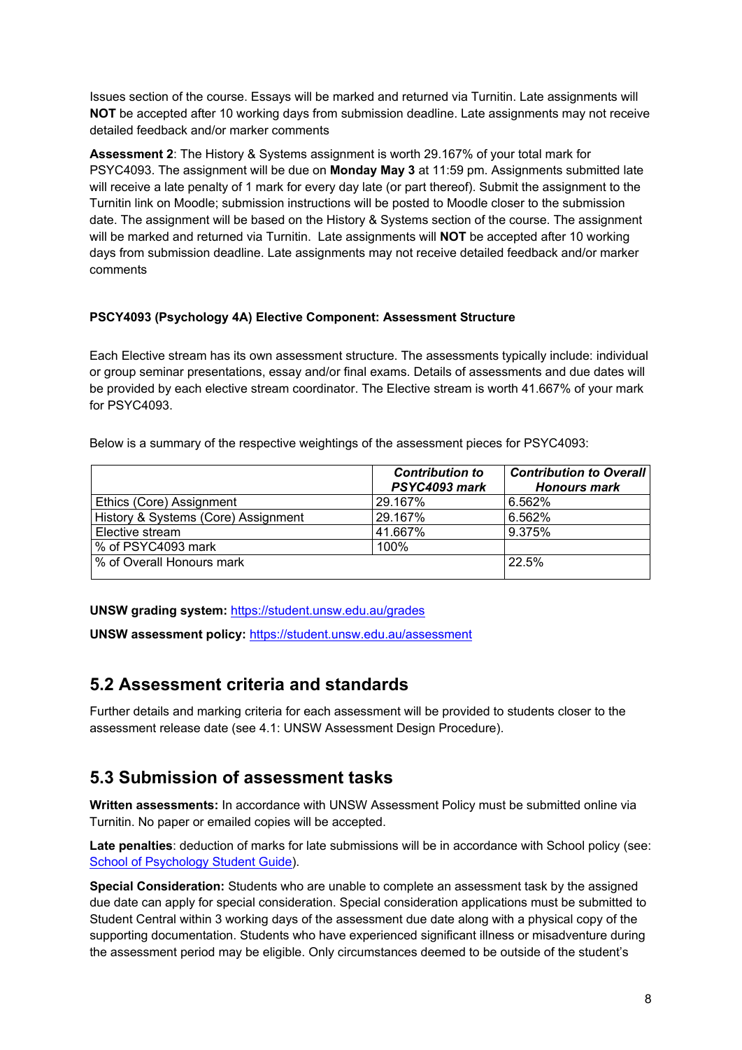Issues section of the course. Essays will be marked and returned via Turnitin. Late assignments will **NOT** be accepted after 10 working days from submission deadline. Late assignments may not receive detailed feedback and/or marker comments

**Assessment 2**: The History & Systems assignment is worth 29.167% of your total mark for PSYC4093. The assignment will be due on **Monday May 3** at 11:59 pm. Assignments submitted late will receive a late penalty of 1 mark for every day late (or part thereof). Submit the assignment to the Turnitin link on Moodle; submission instructions will be posted to Moodle closer to the submission date. The assignment will be based on the History & Systems section of the course. The assignment will be marked and returned via Turnitin. Late assignments will **NOT** be accepted after 10 working days from submission deadline. Late assignments may not receive detailed feedback and/or marker comments

**PSCY4093 (Psychology 4A) Elective Component: Assessment Structure**

Each Elective stream has its own assessment structure. The assessments typically include: individual or group seminar presentations, essay and/or final exams. Details of assessments and due dates will be provided by each elective stream coordinator. The Elective stream is worth 41.667% of your mark for PSYC4093.

Below is a summary of the respective weightings of the assessment pieces for PSYC4093:

| | ***Contribution to PSYC4093 mark*** | ***Contribution to Overall Honours mark*** |
|---|---|---|
| Ethics (Core) Assignment | 29.167% | 6.562% |
| History & Systems (Core) Assignment | 29.167% | 6.562% |
| Elective stream | 41.667% | 9.375% |
| % of PSYC4093 mark | 100% | |
| % of Overall Honours mark | | 22.5% |

**UNSW grading system:** https://student.unsw.edu.au/grades

**UNSW assessment policy:** https://student.unsw.edu.au/assessment

## 5.2 Assessment criteria and standards

Further details and marking criteria for each assessment will be provided to students closer to the assessment release date (see 4.1: UNSW Assessment Design Procedure).

## 5.3 Submission of assessment tasks

**Written assessments:** In accordance with UNSW Assessment Policy must be submitted online via Turnitin. No paper or emailed copies will be accepted.

**Late penalties**: deduction of marks for late submissions will be in accordance with School policy (see: School of Psychology Student Guide).

**Special Consideration:** Students who are unable to complete an assessment task by the assigned due date can apply for special consideration. Special consideration applications must be submitted to Student Central within 3 working days of the assessment due date along with a physical copy of the supporting documentation. Students who have experienced significant illness or misadventure during the assessment period may be eligible. Only circumstances deemed to be outside of the student's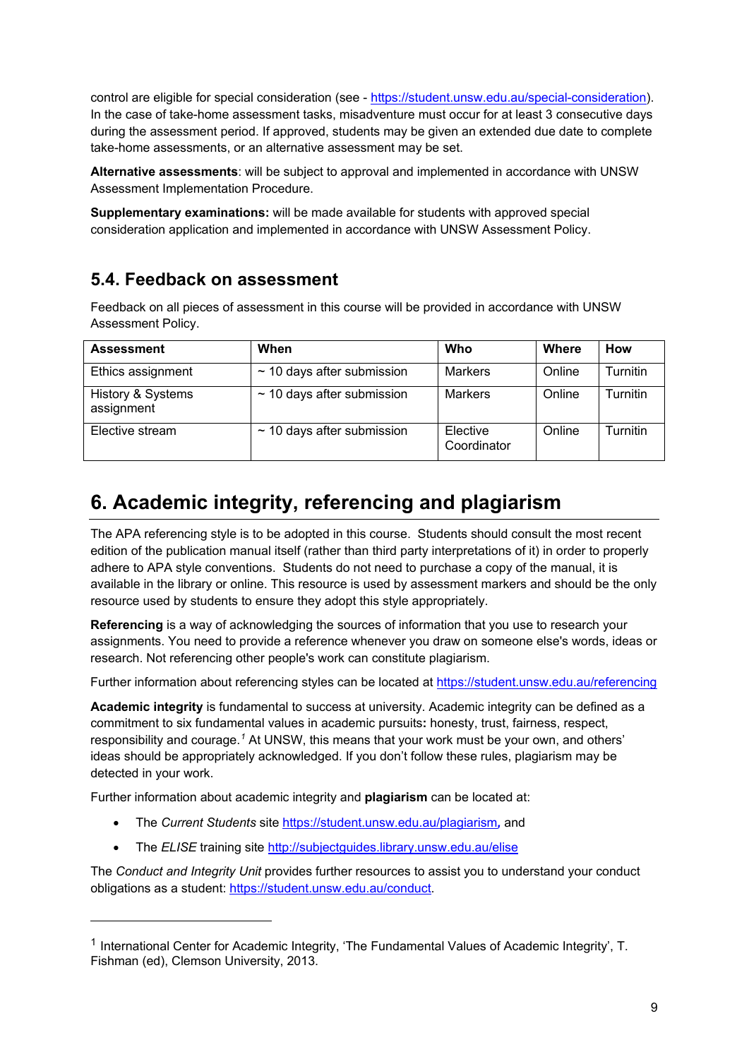control are eligible for special consideration (see - https://student.unsw.edu.au/special-consideration). In the case of take-home assessment tasks, misadventure must occur for at least 3 consecutive days during the assessment period. If approved, students may be given an extended due date to complete take-home assessments, or an alternative assessment may be set.

**Alternative assessments**: will be subject to approval and implemented in accordance with UNSW Assessment Implementation Procedure.

**Supplementary examinations:** will be made available for students with approved special consideration application and implemented in accordance with UNSW Assessment Policy.

## 5.4. Feedback on assessment

Feedback on all pieces of assessment in this course will be provided in accordance with UNSW Assessment Policy.

| Assessment | When | Who | Where | How |
|---|---|---|---|---|
| Ethics assignment | ~ 10 days after submission | Markers | Online | Turnitin |
| History & Systems assignment | ~ 10 days after submission | Markers | Online | Turnitin |
| Elective stream | ~ 10 days after submission | Elective Coordinator | Online | Turnitin |

# 6. Academic integrity, referencing and plagiarism

The APA referencing style is to be adopted in this course. Students should consult the most recent edition of the publication manual itself (rather than third party interpretations of it) in order to properly adhere to APA style conventions. Students do not need to purchase a copy of the manual, it is available in the library or online. This resource is used by assessment markers and should be the only resource used by students to ensure they adopt this style appropriately.

**Referencing** is a way of acknowledging the sources of information that you use to research your assignments. You need to provide a reference whenever you draw on someone else's words, ideas or research. Not referencing other people's work can constitute plagiarism.

Further information about referencing styles can be located at https://student.unsw.edu.au/referencing

**Academic integrity** is fundamental to success at university. Academic integrity can be defined as a commitment to six fundamental values in academic pursuits**:** honesty, trust, fairness, respect, responsibility and courage.[1] At UNSW, this means that your work must be your own, and others' ideas should be appropriately acknowledged. If you don't follow these rules, plagiarism may be detected in your work.

Further information about academic integrity and **plagiarism** can be located at:

- The *Current Students* site https://student.unsw.edu.au/plagiarism*,* and
- The *ELISE* training site http://subjectguides.library.unsw.edu.au/elise

The *Conduct and Integrity Unit* provides further resources to assist you to understand your conduct obligations as a student: https://student.unsw.edu.au/conduct.

---

[1] International Center for Academic Integrity, 'The Fundamental Values of Academic Integrity', T. Fishman (ed), Clemson University, 2013.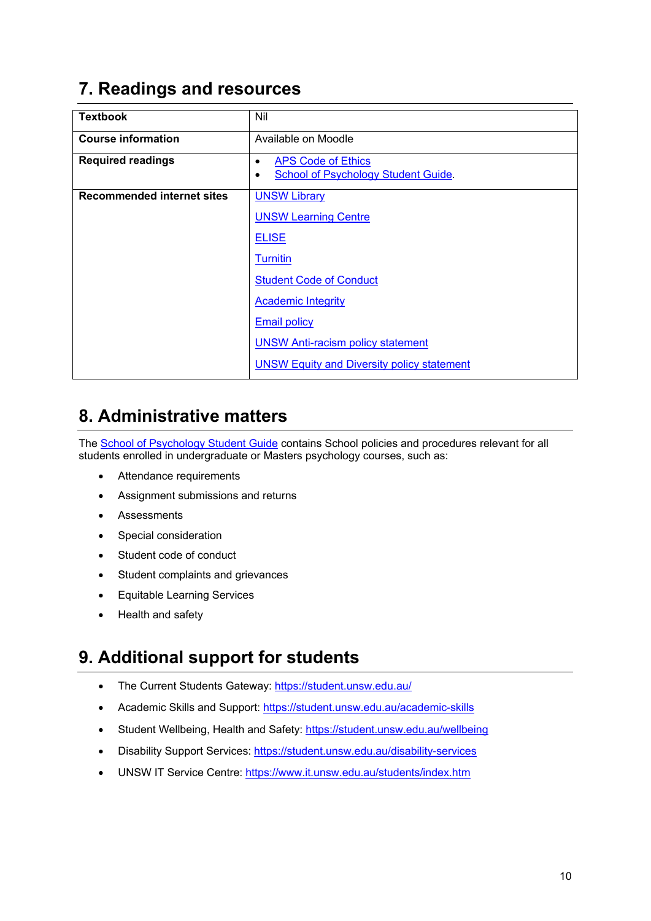## 7. Readings and resources

| | |
|---|---|
| **Textbook** | Nil |
| **Course information** | Available on Moodle |
| **Required readings** | • APS Code of Ethics<br>• School of Psychology Student Guide. |
| **Recommended internet sites** | UNSW Library<br>UNSW Learning Centre<br>ELISE<br>Turnitin<br>Student Code of Conduct<br>Academic Integrity<br>Email policy<br>UNSW Anti-racism policy statement<br>UNSW Equity and Diversity policy statement |

## 8. Administrative matters

The School of Psychology Student Guide contains School policies and procedures relevant for all students enrolled in undergraduate or Masters psychology courses, such as:

- Attendance requirements
- Assignment submissions and returns
- Assessments
- Special consideration
- Student code of conduct
- Student complaints and grievances
- Equitable Learning Services
- Health and safety

## 9. Additional support for students

- The Current Students Gateway: https://student.unsw.edu.au/
- Academic Skills and Support: https://student.unsw.edu.au/academic-skills
- Student Wellbeing, Health and Safety: https://student.unsw.edu.au/wellbeing
- Disability Support Services: https://student.unsw.edu.au/disability-services
- UNSW IT Service Centre: https://www.it.unsw.edu.au/students/index.htm